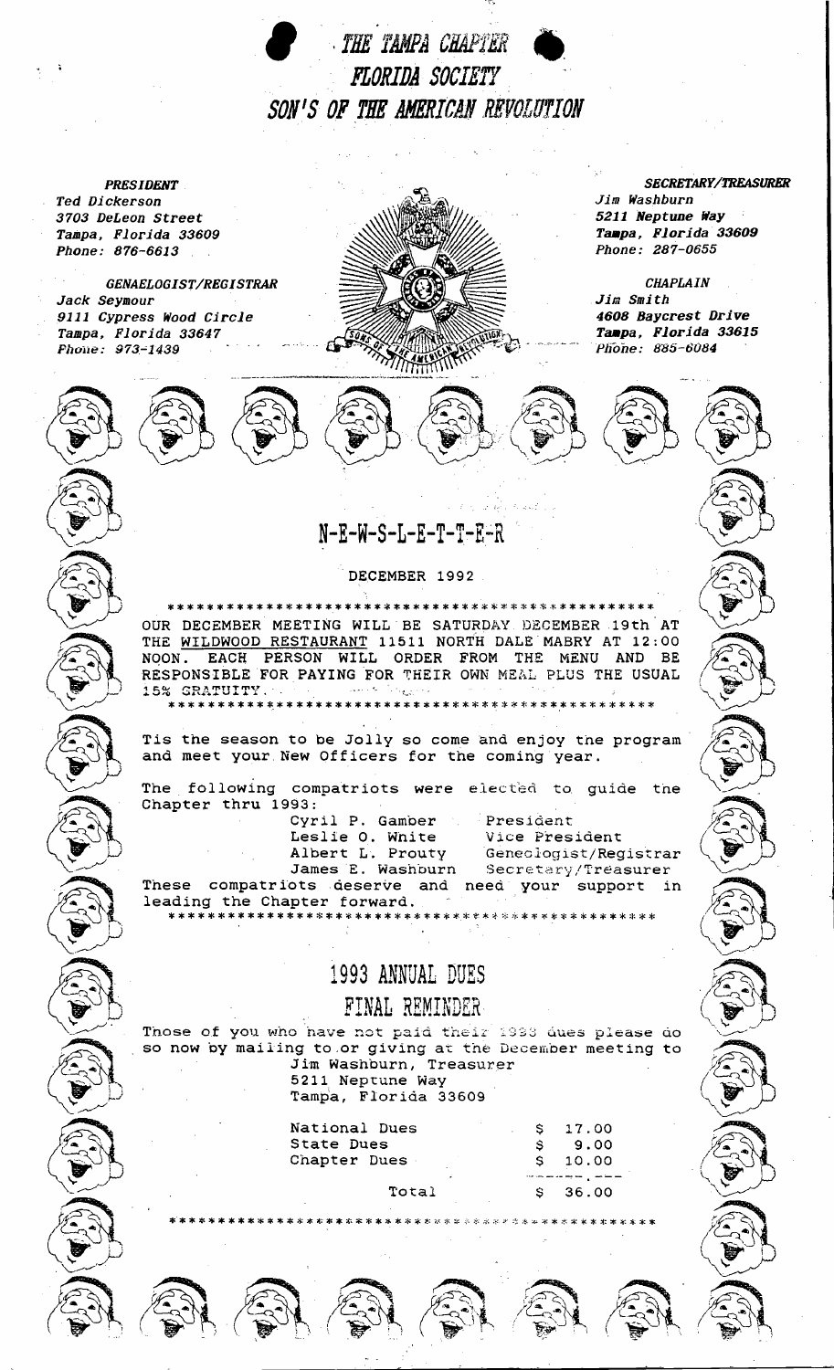# THE TAMPA CHAPTER
# FLORIDA SOCIETY
# SON'S OF THE AMERICAN REVOLUTION

***PRESIDENT***
*Ted Dickerson*
*3703 DeLeon Street*
*Tampa, Florida 33609*
*Phone: 876-6613*

***GENAELOGIST/REGISTRAR***
*Jack Seymour*
*9111 Cypress Wood Circle*
*Tampa, Florida 33647*
*Phone: 973-1439*

***SECRETARY/TREASURER***
*Jim Washburn*
*5211 Neptune Way*
*Tampa, Florida 33609*
*Phone: 287-0655*

***CHAPLAIN***
*Jim Smith*
*4608 Baycrest Drive*
*Tampa, Florida 33615*
*Phone: 885-6084*

## N-E-W-S-L-E-T-T-E-R

DECEMBER 1992

\*\*\*\*\*\*\*\*\*\*\*\*\*\*\*\*\*\*\*\*\*\*\*\*\*\*\*\*\*\*\*\*\*\*\*\*\*\*\*\*\*\*\*\*\*\*\*\*\*\*

OUR DECEMBER MEETING WILL BE SATURDAY DECEMBER 19th AT THE <u>WILDWOOD RESTAURANT</u> 11511 NORTH DALE MABRY AT 12:00 NOON. EACH PERSON WILL ORDER FROM THE MENU AND BE RESPONSIBLE FOR PAYING FOR THEIR OWN MEAL PLUS THE USUAL 15% GRATUITY.

\*\*\*\*\*\*\*\*\*\*\*\*\*\*\*\*\*\*\*\*\*\*\*\*\*\*\*\*\*\*\*\*\*\*\*\*\*\*\*\*\*\*\*\*\*\*\*\*\*\*

Tis the season to be Jolly so come and enjoy the program and meet your New Officers for the coming year.

The following compatriots were elected to guide the Chapter thru 1993:

| | |
|---|---|
| Cyril P. Gamber | President |
| Leslie O. White | Vice President |
| Albert L. Prouty | Geneologist/Registrar |
| James E. Washburn | Secretary/Treasurer |

These compatriots deserve and need your support in leading the Chapter forward.

\*\*\*\*\*\*\*\*\*\*\*\*\*\*\*\*\*\*\*\*\*\*\*\*\*\*\*\*\*\*\*\*\*\*\*\*\*\*\*\*\*\*\*\*\*\*\*\*\*\*

## 1993 ANNUAL DUES

## FINAL REMINDER

Those of you who have not paid their 1993 dues please do so now by mailing to or giving at the December meeting to

Jim Washburn, Treasurer
5211 Neptune Way
Tampa, Florida 33609

| | |
|---|---|
| National Dues | \$ 17.00 |
| State Dues | \$ 9.00 |
| Chapter Dues | \$ 10.00 |
| Total | \$ 36.00 |

\*\*\*\*\*\*\*\*\*\*\*\*\*\*\*\*\*\*\*\*\*\*\*\*\*\*\*\*\*\*\*\*\*\*\*\*\*\*\*\*\*\*\*\*\*\*\*\*\*\*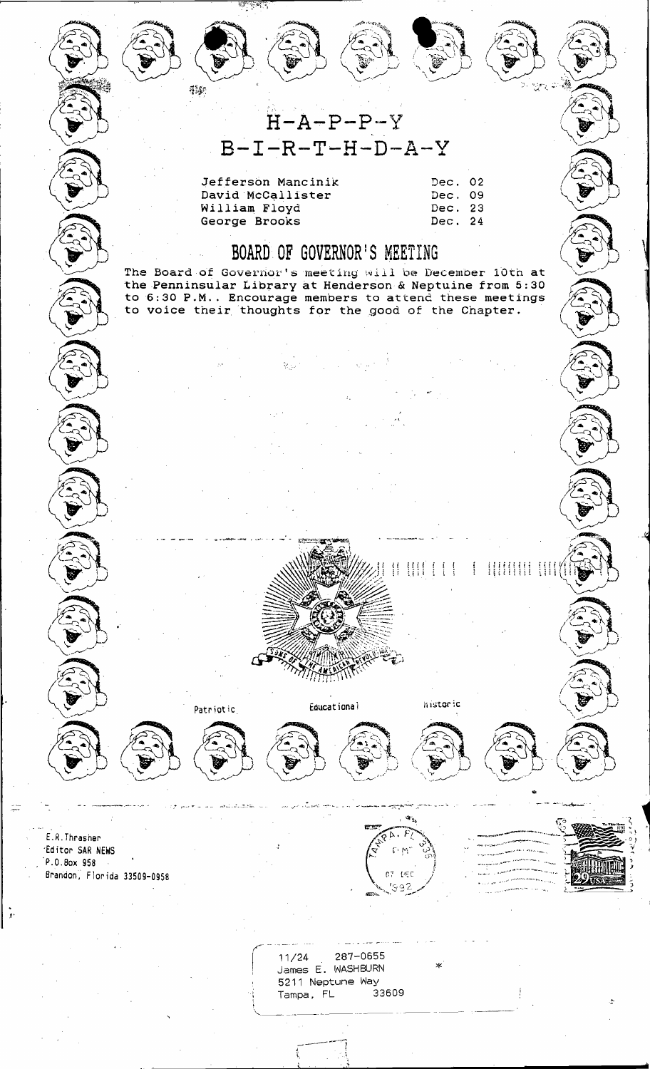# H-A-P-P-Y B-I-R-T-H-D-A-Y

| | |
|---|---|
| Jefferson Mancinik | Dec. 02 |
| David McCallister | Dec. 09 |
| William Floyd | Dec. 23 |
| George Brooks | Dec. 24 |

## BOARD OF GOVERNOR'S MEETING

The Board of Governor's meeting will be December 10th at the Penninsular Library at Henderson & Neptuine from 5:30 to 6:30 P.M.. Encourage members to attend these meetings to voice their thoughts for the good of the Chapter.

SONS OF THE AMERICAN REVOLUTION

Patriotic Educational Historic

E.R.Thrasher
Editor SAR NEWS
P.O.Box 958
Brandon, Florida 33509-0958

TAMPA, FL 335
P.M.
07 DEC
1992

29 USA

11/24 287-0655
James E. WASHBURN
5211 Neptune Way
Tampa, FL 33609